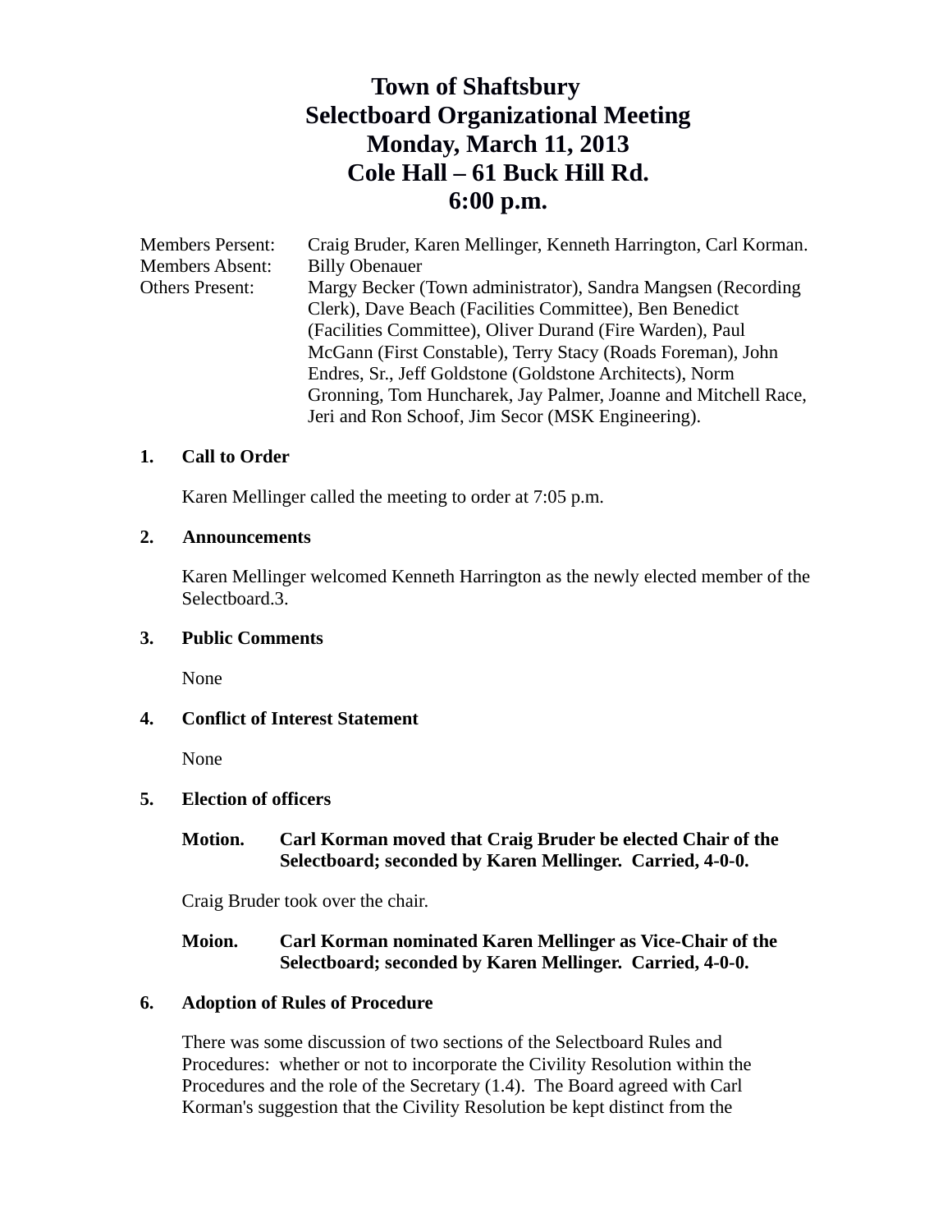# Town of Shaftsbury
# Selectboard Organizational Meeting
# Monday, March 11, 2013
# Cole Hall – 61 Buck Hill Rd.
# 6:00 p.m.

| | |
|---|---|
| Members Persent: | Craig Bruder, Karen Mellinger, Kenneth Harrington, Carl Korman. |
| Members Absent: | Billy Obenauer |
| Others Present: | Margy Becker (Town administrator), Sandra Mangsen (Recording Clerk), Dave Beach (Facilities Committee), Ben Benedict (Facilities Committee), Oliver Durand (Fire Warden), Paul McGann (First Constable), Terry Stacy (Roads Foreman), John Endres, Sr., Jeff Goldstone (Goldstone Architects), Norm Gronning, Tom Huncharek, Jay Palmer, Joanne and Mitchell Race, Jeri and Ron Schoof, Jim Secor (MSK Engineering). |

## 1. Call to Order

Karen Mellinger called the meeting to order at 7:05 p.m.

## 2. Announcements

Karen Mellinger welcomed Kenneth Harrington as the newly elected member of the Selectboard.3.

## 3. Public Comments

None

## 4. Conflict of Interest Statement

None

## 5. Election of officers

**Motion. Carl Korman moved that Craig Bruder be elected Chair of the Selectboard; seconded by Karen Mellinger. Carried, 4-0-0.**

Craig Bruder took over the chair.

**Moion. Carl Korman nominated Karen Mellinger as Vice-Chair of the Selectboard; seconded by Karen Mellinger. Carried, 4-0-0.**

## 6. Adoption of Rules of Procedure

There was some discussion of two sections of the Selectboard Rules and Procedures: whether or not to incorporate the Civility Resolution within the Procedures and the role of the Secretary (1.4). The Board agreed with Carl Korman's suggestion that the Civility Resolution be kept distinct from the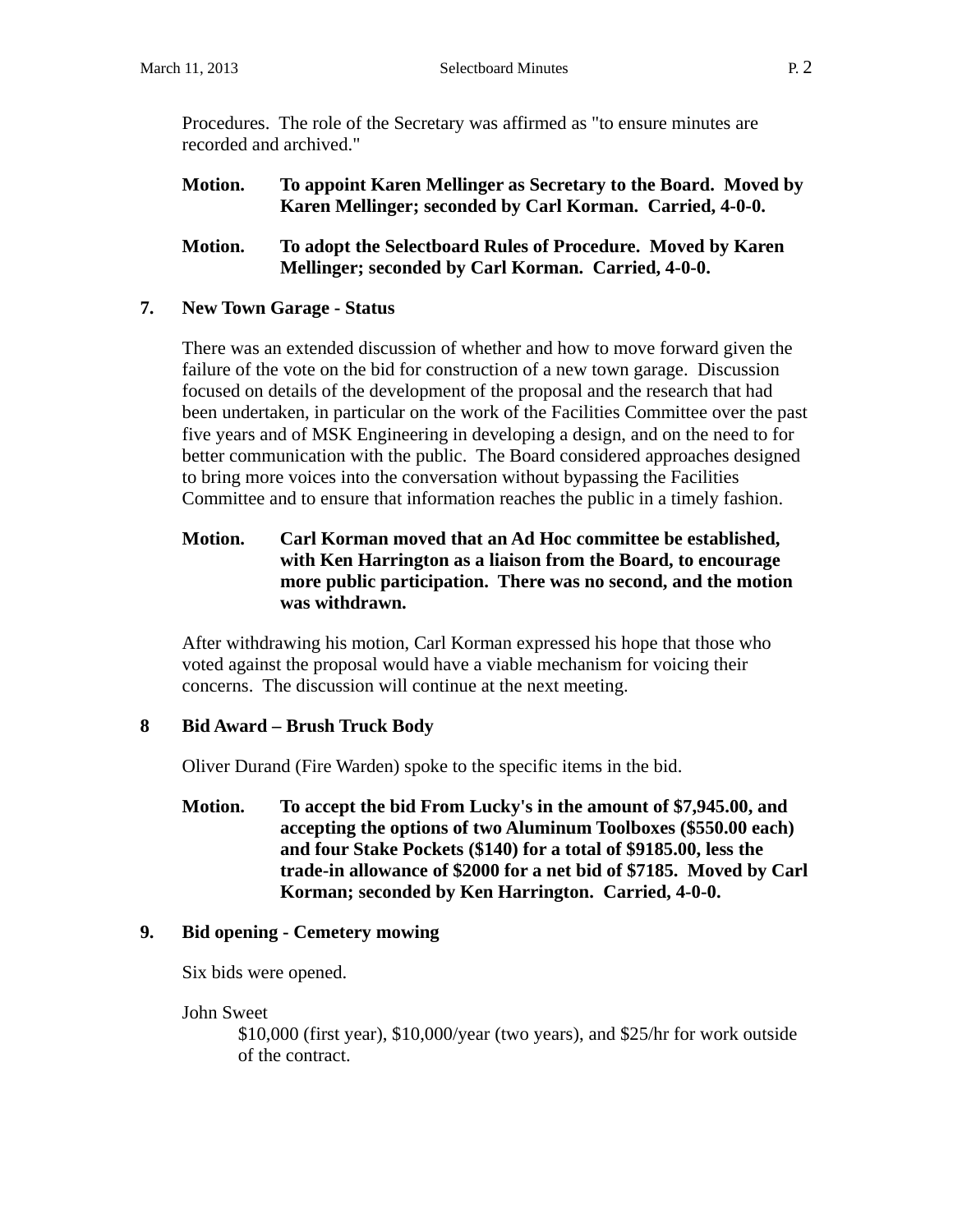Procedures. The role of the Secretary was affirmed as "to ensure minutes are recorded and archived."

**Motion.** **To appoint Karen Mellinger as Secretary to the Board. Moved by Karen Mellinger; seconded by Carl Korman. Carried, 4-0-0.**

**Motion.** **To adopt the Selectboard Rules of Procedure. Moved by Karen Mellinger; seconded by Carl Korman. Carried, 4-0-0.**

## 7. New Town Garage - Status

There was an extended discussion of whether and how to move forward given the failure of the vote on the bid for construction of a new town garage. Discussion focused on details of the development of the proposal and the research that had been undertaken, in particular on the work of the Facilities Committee over the past five years and of MSK Engineering in developing a design, and on the need to for better communication with the public. The Board considered approaches designed to bring more voices into the conversation without bypassing the Facilities Committee and to ensure that information reaches the public in a timely fashion.

**Motion.** **Carl Korman moved that an Ad Hoc committee be established, with Ken Harrington as a liaison from the Board, to encourage more public participation. There was no second, and the motion was withdrawn.**

After withdrawing his motion, Carl Korman expressed his hope that those who voted against the proposal would have a viable mechanism for voicing their concerns. The discussion will continue at the next meeting.

## 8 Bid Award – Brush Truck Body

Oliver Durand (Fire Warden) spoke to the specific items in the bid.

**Motion.** **To accept the bid From Lucky's in the amount of $7,945.00, and accepting the options of two Aluminum Toolboxes ($550.00 each) and four Stake Pockets ($140) for a total of $9185.00, less the trade-in allowance of $2000 for a net bid of $7185. Moved by Carl Korman; seconded by Ken Harrington. Carried, 4-0-0.**

## 9. Bid opening - Cemetery mowing

Six bids were opened.

John Sweet

$10,000 (first year), $10,000/year (two years), and $25/hr for work outside of the contract.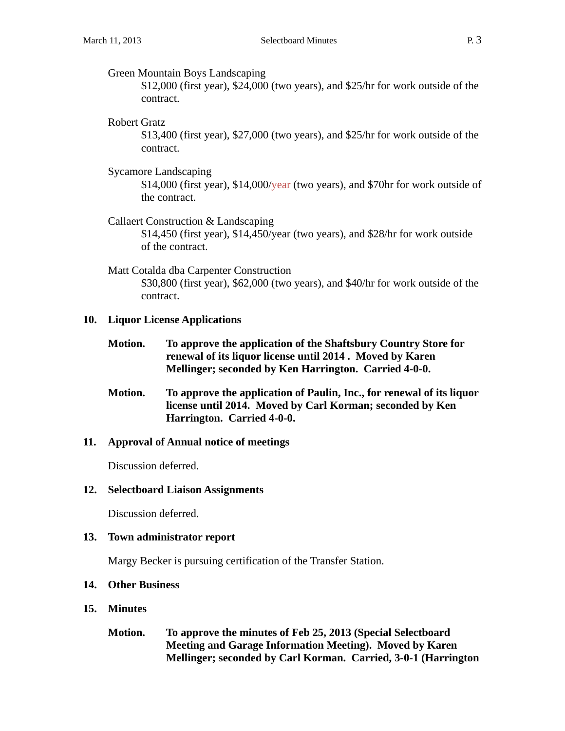Green Mountain Boys Landscaping

$12,000 (first year), $24,000 (two years), and $25/hr for work outside of the contract.

Robert Gratz

$13,400 (first year), $27,000 (two years), and $25/hr for work outside of the contract.

Sycamore Landscaping

$14,000 (first year), $14,000/year (two years), and $70hr for work outside of the contract.

Callaert Construction & Landscaping

$14,450 (first year), $14,450/year (two years), and $28/hr for work outside of the contract.

Matt Cotalda dba Carpenter Construction

$30,800 (first year), $62,000 (two years), and $40/hr for work outside of the contract.

**10. Liquor License Applications**

**Motion. To approve the application of the Shaftsbury Country Store for renewal of its liquor license until 2014 . Moved by Karen Mellinger; seconded by Ken Harrington. Carried 4-0-0.**

**Motion. To approve the application of Paulin, Inc., for renewal of its liquor license until 2014. Moved by Carl Korman; seconded by Ken Harrington. Carried 4-0-0.**

**11. Approval of Annual notice of meetings**

Discussion deferred.

**12. Selectboard Liaison Assignments**

Discussion deferred.

**13. Town administrator report**

Margy Becker is pursuing certification of the Transfer Station.

**14. Other Business**

**15. Minutes**

**Motion. To approve the minutes of Feb 25, 2013 (Special Selectboard Meeting and Garage Information Meeting). Moved by Karen Mellinger; seconded by Carl Korman. Carried, 3-0-1 (Harrington**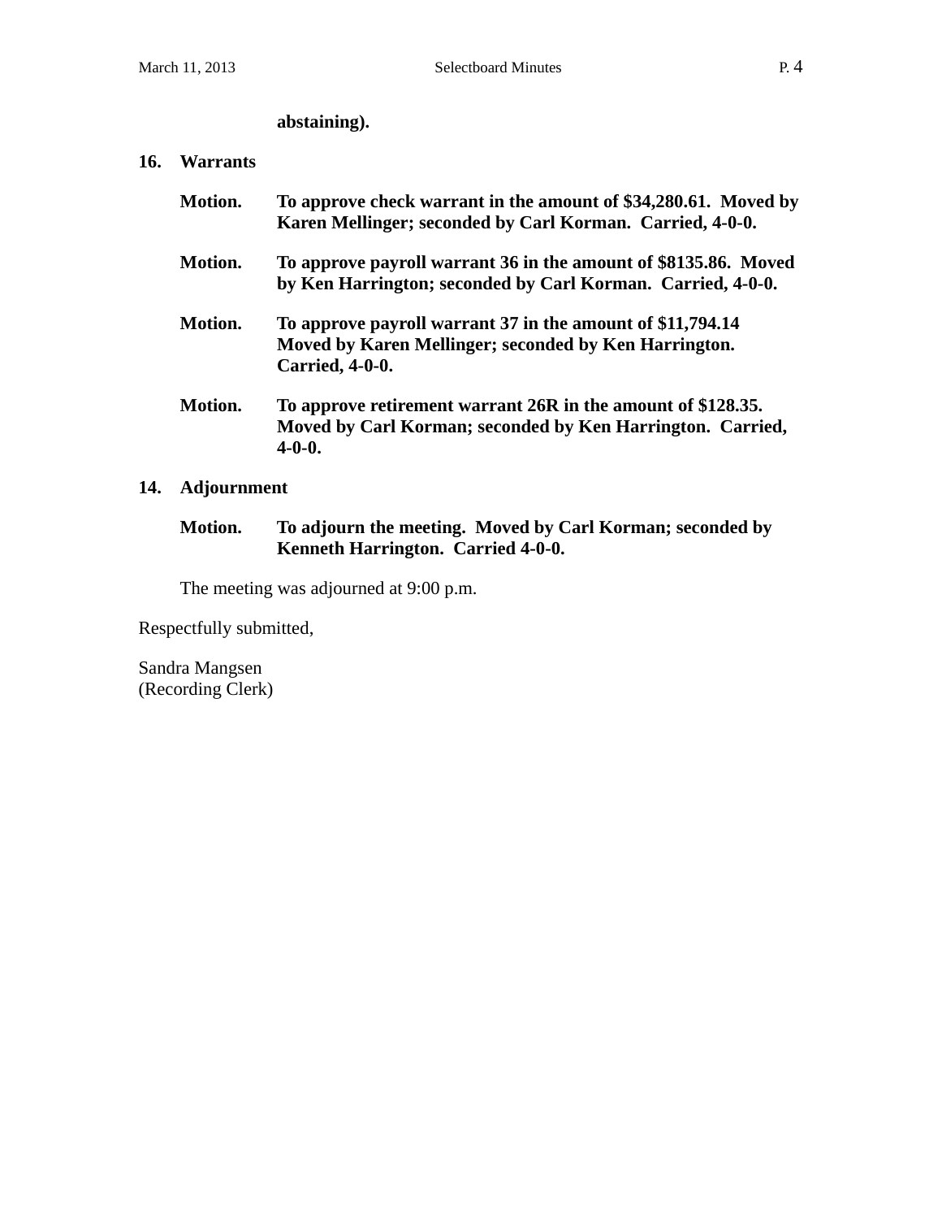**abstaining).**

**16. Warrants**

**Motion.** **To approve check warrant in the amount of $34,280.61. Moved by Karen Mellinger; seconded by Carl Korman. Carried, 4-0-0.**

**Motion.** **To approve payroll warrant 36 in the amount of $8135.86. Moved by Ken Harrington; seconded by Carl Korman. Carried, 4-0-0.**

**Motion.** **To approve payroll warrant 37 in the amount of $11,794.14 Moved by Karen Mellinger; seconded by Ken Harrington. Carried, 4-0-0.**

**Motion.** **To approve retirement warrant 26R in the amount of $128.35. Moved by Carl Korman; seconded by Ken Harrington. Carried, 4-0-0.**

**14. Adjournment**

**Motion.** **To adjourn the meeting. Moved by Carl Korman; seconded by Kenneth Harrington. Carried 4-0-0.**

The meeting was adjourned at 9:00 p.m.

Respectfully submitted,

Sandra Mangsen
(Recording Clerk)